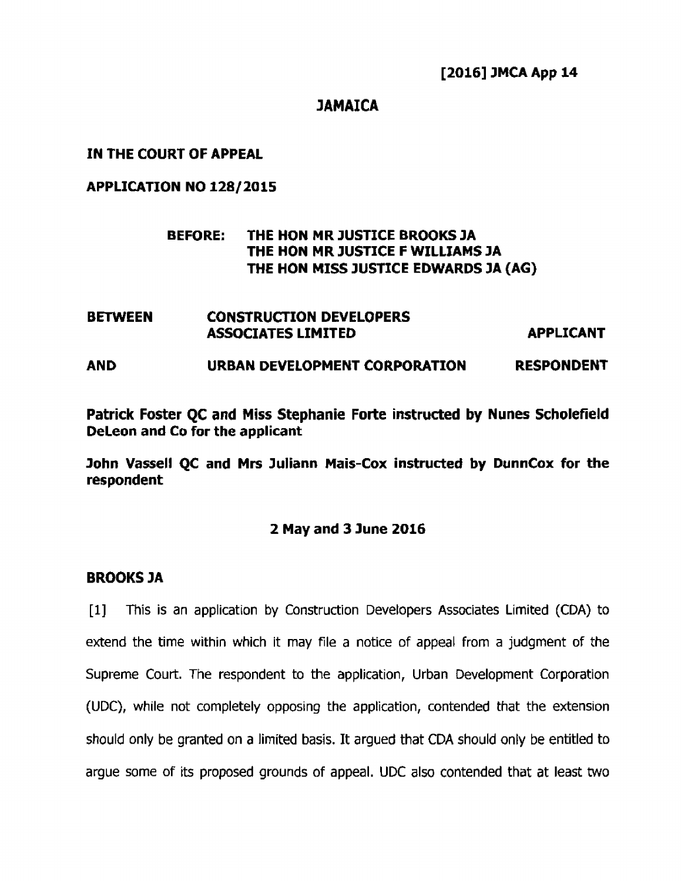**[2016] JMCA App 14**

**JAMAICA**

**IN THE COURT OF APPEAL**

**APPLICATION NO 128/2015**

**BEFORE: THE HON MR JUSTICE BROOKS JA**
**THE HON MR JUSTICE F WILLIAMS JA**
**THE HON MISS JUSTICE EDWARDS JA (AG)**

| | | |
|---|---|---|
| **BETWEEN** | **CONSTRUCTION DEVELOPERS ASSOCIATES LIMITED** | **APPLICANT** |
| **AND** | **URBAN DEVELOPMENT CORPORATION** | **RESPONDENT** |

**Patrick Foster QC and Miss Stephanie Forte instructed by Nunes Scholefield DeLeon and Co for the applicant**

**John Vassell QC and Mrs Juliann Mais-Cox instructed by DunnCox for the respondent**

**2 May and 3 June 2016**

**BROOKS JA**

[1] This is an application by Construction Developers Associates Limited (CDA) to extend the time within which it may file a notice of appeal from a judgment of the Supreme Court. The respondent to the application, Urban Development Corporation (UDC), while not completely opposing the application, contended that the extension should only be granted on a limited basis. It argued that CDA should only be entitled to argue some of its proposed grounds of appeal. UDC also contended that at least two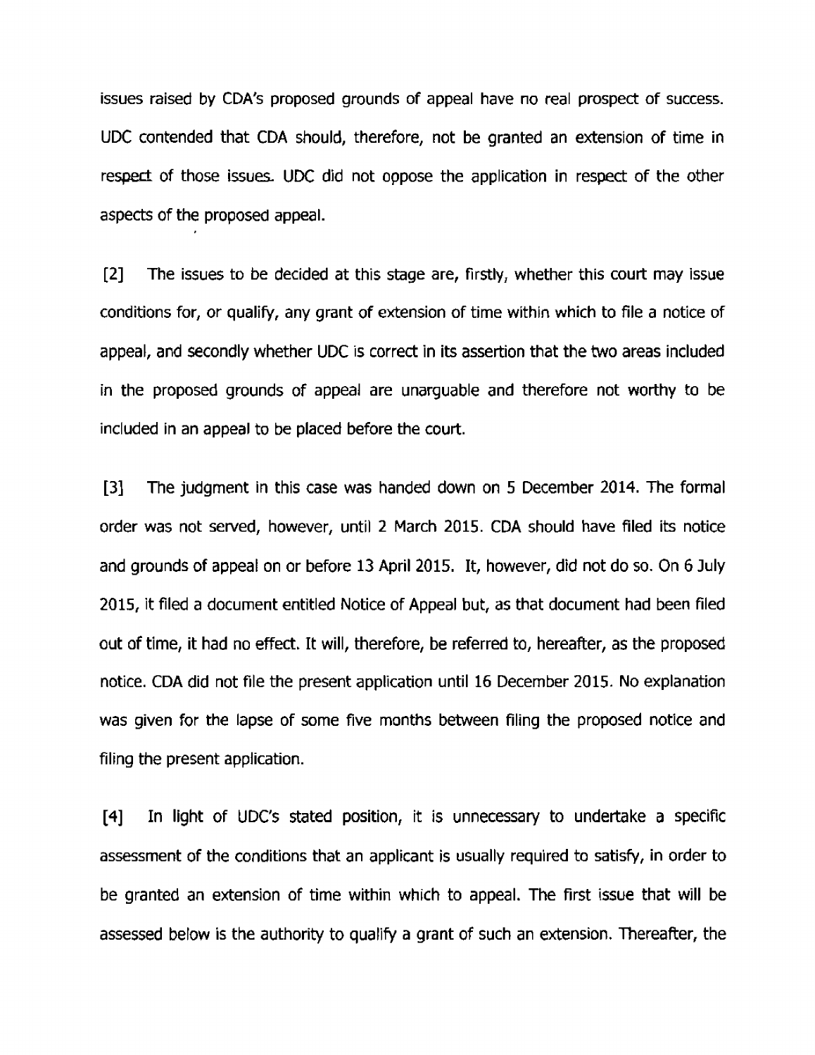issues raised by CDA's proposed grounds of appeal have no real prospect of success. UDC contended that CDA should, therefore, not be granted an extension of time in respect of those issues. UDC did not oppose the application in respect of the other aspects of the proposed appeal.

[2] The issues to be decided at this stage are, firstly, whether this court may issue conditions for, or qualify, any grant of extension of time within which to file a notice of appeal, and secondly whether UDC is correct in its assertion that the two areas included in the proposed grounds of appeal are unarguable and therefore not worthy to be included in an appeal to be placed before the court.

[3] The judgment in this case was handed down on 5 December 2014. The formal order was not served, however, until 2 March 2015. CDA should have filed its notice and grounds of appeal on or before 13 April 2015. It, however, did not do so. On 6 July 2015, it filed a document entitled Notice of Appeal but, as that document had been filed out of time, it had no effect. It will, therefore, be referred to, hereafter, as the proposed notice. CDA did not file the present application until 16 December 2015. No explanation was given for the lapse of some five months between filing the proposed notice and filing the present application.

[4] In light of UDC's stated position, it is unnecessary to undertake a specific assessment of the conditions that an applicant is usually required to satisfy, in order to be granted an extension of time within which to appeal. The first issue that will be assessed below is the authority to qualify a grant of such an extension. Thereafter, the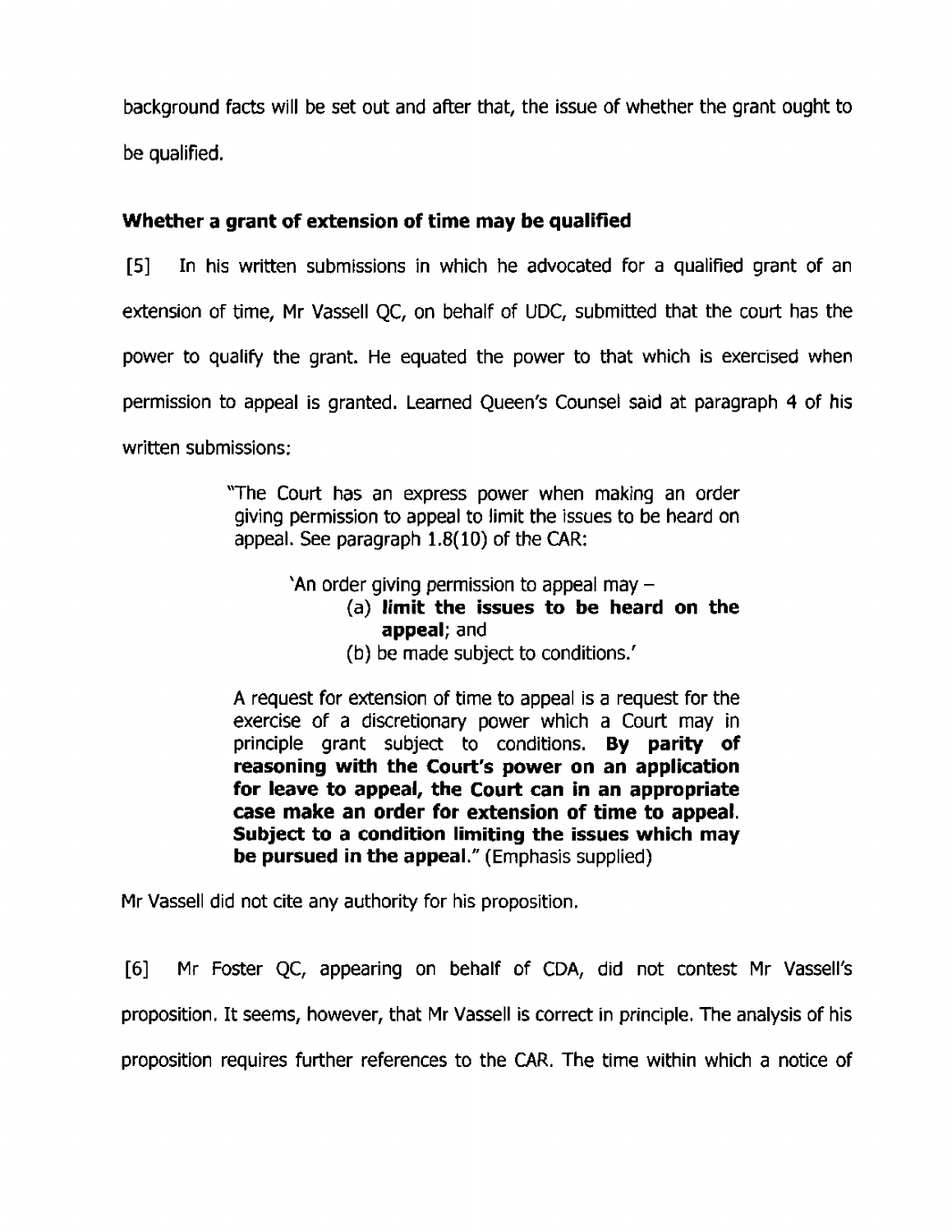background facts will be set out and after that, the issue of whether the grant ought to be qualified.

## Whether a grant of extension of time may be qualified

[5] In his written submissions in which he advocated for a qualified grant of an extension of time, Mr Vassell QC, on behalf of UDC, submitted that the court has the power to qualify the grant. He equated the power to that which is exercised when permission to appeal is granted. Learned Queen's Counsel said at paragraph 4 of his written submissions:

> "The Court has an express power when making an order giving permission to appeal to limit the issues to be heard on appeal. See paragraph 1.8(10) of the CAR:
>
> > 'An order giving permission to appeal may –
> > (a) **limit the issues to be heard on the appeal**; and
> > (b) be made subject to conditions.'
>
> A request for extension of time to appeal is a request for the exercise of a discretionary power which a Court may in principle grant subject to conditions. **By parity of reasoning with the Court's power on an application for leave to appeal, the Court can in an appropriate case make an order for extension of time to appeal. Subject to a condition limiting the issues which may be pursued in the appeal.**" (Emphasis supplied)

Mr Vassell did not cite any authority for his proposition.

[6] Mr Foster QC, appearing on behalf of CDA, did not contest Mr Vassell's proposition. It seems, however, that Mr Vassell is correct in principle. The analysis of his proposition requires further references to the CAR. The time within which a notice of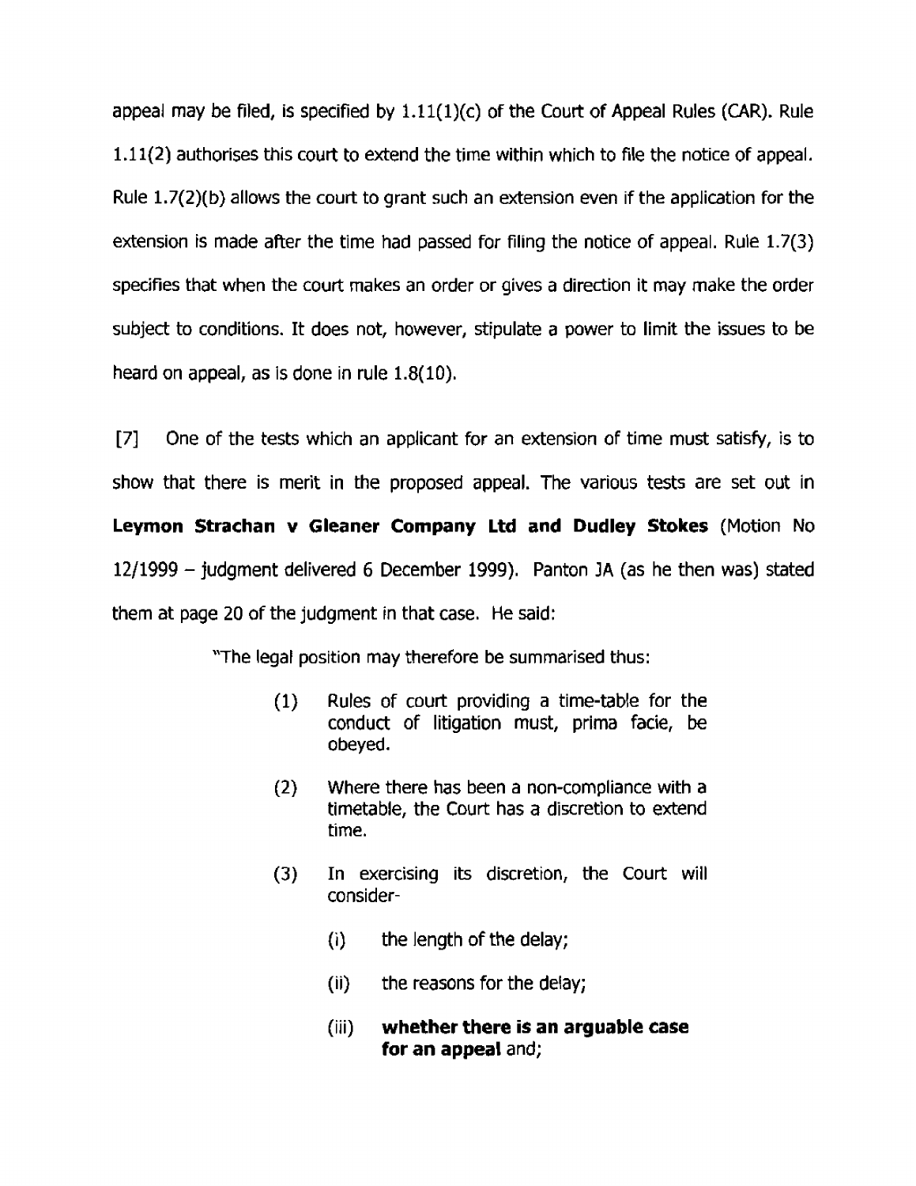appeal may be filed, is specified by 1.11(1)(c) of the Court of Appeal Rules (CAR). Rule 1.11(2) authorises this court to extend the time within which to file the notice of appeal. Rule 1.7(2)(b) allows the court to grant such an extension even if the application for the extension is made after the time had passed for filing the notice of appeal. Rule 1.7(3) specifies that when the court makes an order or gives a direction it may make the order subject to conditions. It does not, however, stipulate a power to limit the issues to be heard on appeal, as is done in rule 1.8(10).

[7] One of the tests which an applicant for an extension of time must satisfy, is to show that there is merit in the proposed appeal. The various tests are set out in **Leymon Strachan v Gleaner Company Ltd and Dudley Stokes** (Motion No 12/1999 – judgment delivered 6 December 1999). Panton JA (as he then was) stated them at page 20 of the judgment in that case. He said:

> "The legal position may therefore be summarised thus:
>
> (1) Rules of court providing a time-table for the conduct of litigation must, prima facie, be obeyed.
>
> (2) Where there has been a non-compliance with a timetable, the Court has a discretion to extend time.
>
> (3) In exercising its discretion, the Court will consider-
>
> (i) the length of the delay;
>
> (ii) the reasons for the delay;
>
> (iii) **whether there is an arguable case for an appeal** and;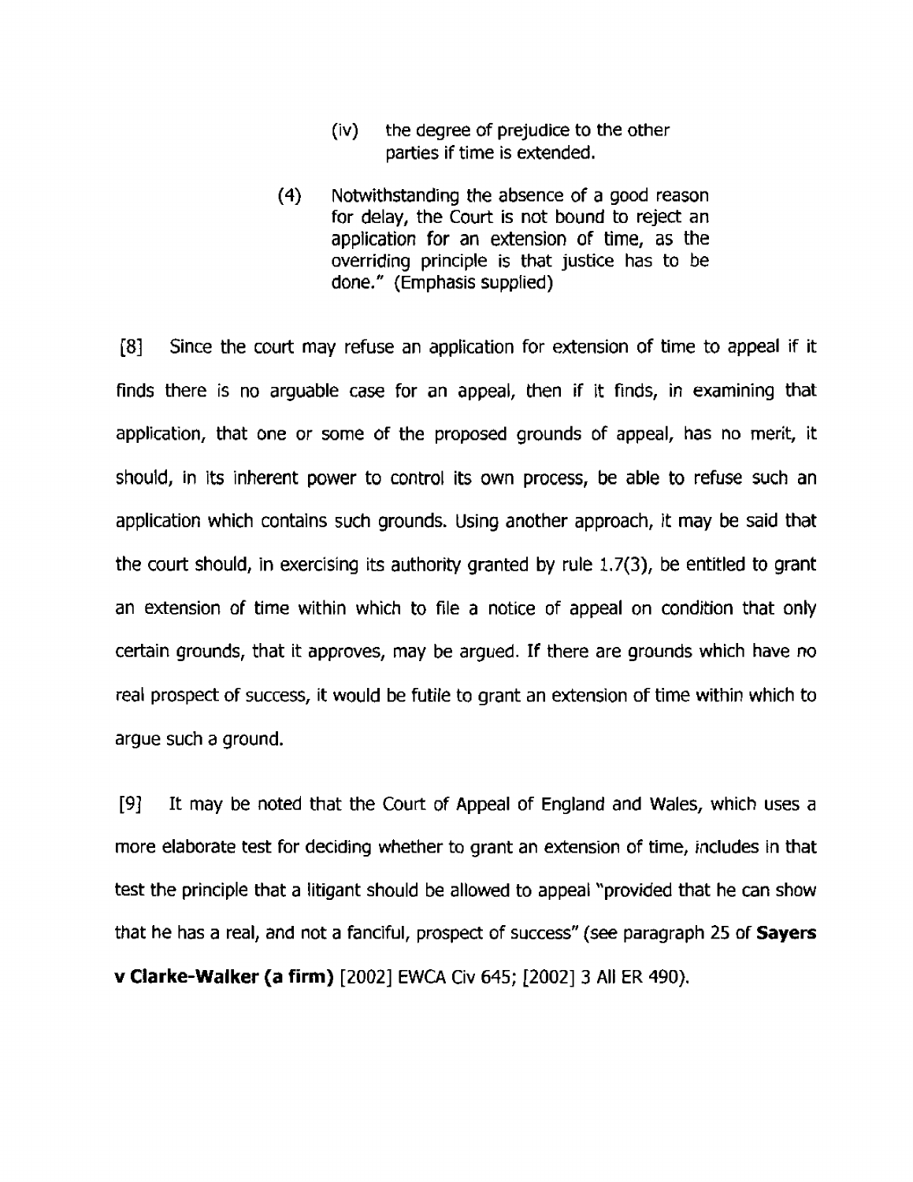> (iv) the degree of prejudice to the other parties if time is extended.
>
> (4) Notwithstanding the absence of a good reason for delay, the Court is not bound to reject an application for an extension of time, as the overriding principle is that justice has to be done." (Emphasis supplied)

[8] Since the court may refuse an application for extension of time to appeal if it finds there is no arguable case for an appeal, then if it finds, in examining that application, that one or some of the proposed grounds of appeal, has no merit, it should, in its inherent power to control its own process, be able to refuse such an application which contains such grounds. Using another approach, it may be said that the court should, in exercising its authority granted by rule 1.7(3), be entitled to grant an extension of time within which to file a notice of appeal on condition that only certain grounds, that it approves, may be argued. If there are grounds which have no real prospect of success, it would be futile to grant an extension of time within which to argue such a ground.

[9] It may be noted that the Court of Appeal of England and Wales, which uses a more elaborate test for deciding whether to grant an extension of time, includes in that test the principle that a litigant should be allowed to appeal "provided that he can show that he has a real, and not a fanciful, prospect of success" (see paragraph 25 of **Sayers v Clarke-Walker (a firm)** [2002] EWCA Civ 645; [2002] 3 All ER 490).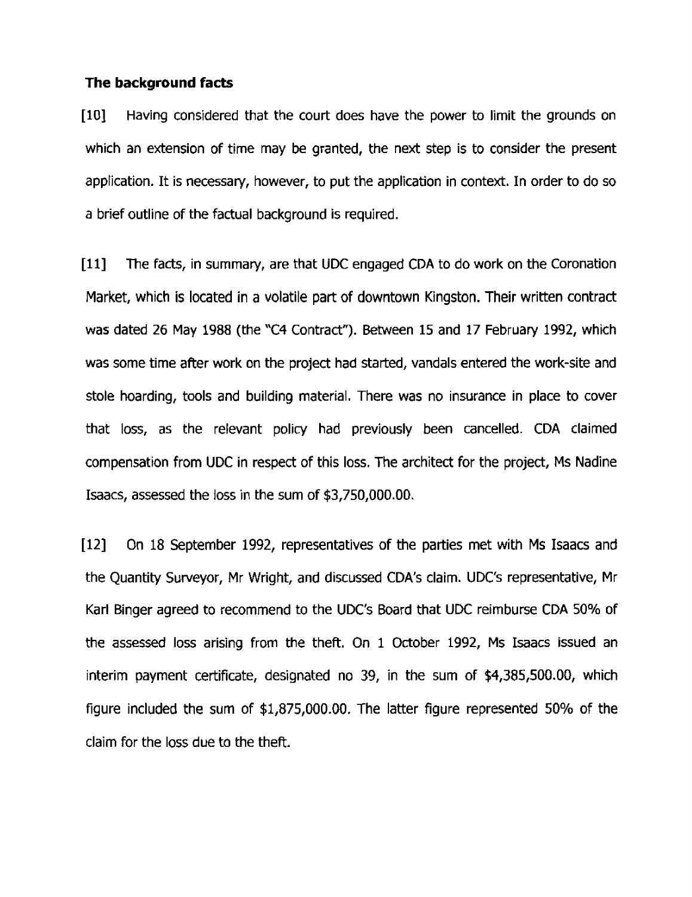**The background facts**

[10] Having considered that the court does have the power to limit the grounds on which an extension of time may be granted, the next step is to consider the present application. It is necessary, however, to put the application in context. In order to do so a brief outline of the factual background is required.

[11] The facts, in summary, are that UDC engaged CDA to do work on the Coronation Market, which is located in a volatile part of downtown Kingston. Their written contract was dated 26 May 1988 (the "C4 Contract"). Between 15 and 17 February 1992, which was some time after work on the project had started, vandals entered the work-site and stole hoarding, tools and building material. There was no insurance in place to cover that loss, as the relevant policy had previously been cancelled. CDA claimed compensation from UDC in respect of this loss. The architect for the project, Ms Nadine Isaacs, assessed the loss in the sum of $3,750,000.00.

[12] On 18 September 1992, representatives of the parties met with Ms Isaacs and the Quantity Surveyor, Mr Wright, and discussed CDA's claim. UDC's representative, Mr Karl Binger agreed to recommend to the UDC's Board that UDC reimburse CDA 50% of the assessed loss arising from the theft. On 1 October 1992, Ms Isaacs issued an interim payment certificate, designated no 39, in the sum of $4,385,500.00, which figure included the sum of $1,875,000.00. The latter figure represented 50% of the claim for the loss due to the theft.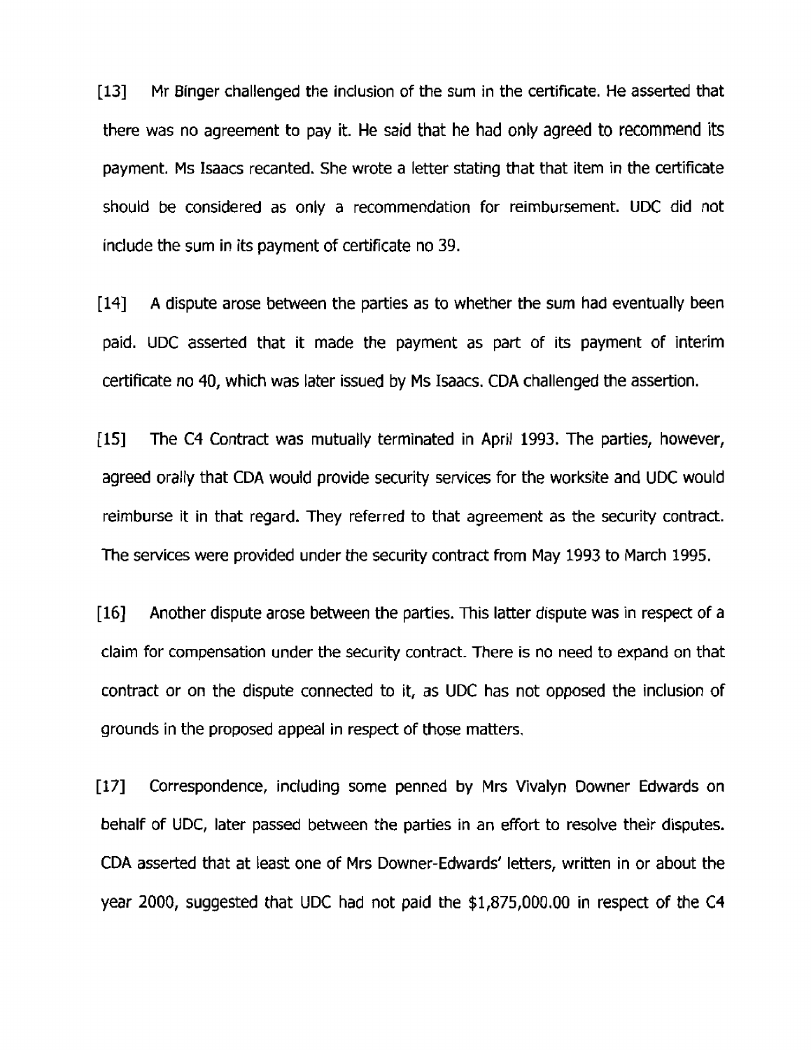[13] Mr Binger challenged the inclusion of the sum in the certificate. He asserted that there was no agreement to pay it. He said that he had only agreed to recommend its payment. Ms Isaacs recanted. She wrote a letter stating that that item in the certificate should be considered as only a recommendation for reimbursement. UDC did not include the sum in its payment of certificate no 39.

[14] A dispute arose between the parties as to whether the sum had eventually been paid. UDC asserted that it made the payment as part of its payment of interim certificate no 40, which was later issued by Ms Isaacs. CDA challenged the assertion.

[15] The C4 Contract was mutually terminated in April 1993. The parties, however, agreed orally that CDA would provide security services for the worksite and UDC would reimburse it in that regard. They referred to that agreement as the security contract. The services were provided under the security contract from May 1993 to March 1995.

[16] Another dispute arose between the parties. This latter dispute was in respect of a claim for compensation under the security contract. There is no need to expand on that contract or on the dispute connected to it, as UDC has not opposed the inclusion of grounds in the proposed appeal in respect of those matters.

[17] Correspondence, including some penned by Mrs Vivalyn Downer Edwards on behalf of UDC, later passed between the parties in an effort to resolve their disputes. CDA asserted that at least one of Mrs Downer-Edwards' letters, written in or about the year 2000, suggested that UDC had not paid the $1,875,000.00 in respect of the C4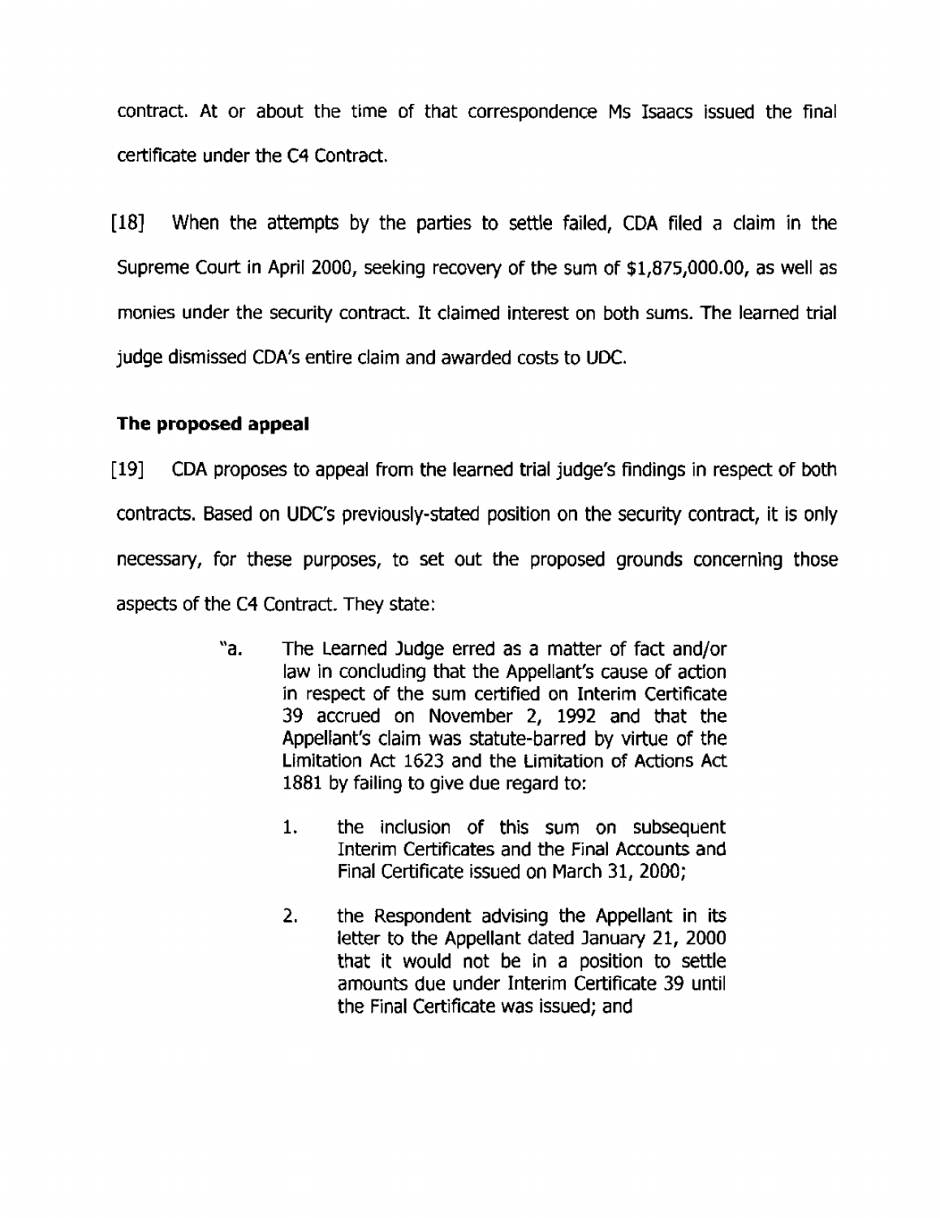contract. At or about the time of that correspondence Ms Isaacs issued the final certificate under the C4 Contract.

[18] When the attempts by the parties to settle failed, CDA filed a claim in the Supreme Court in April 2000, seeking recovery of the sum of $1,875,000.00, as well as monies under the security contract. It claimed interest on both sums. The learned trial judge dismissed CDA's entire claim and awarded costs to UDC.

**The proposed appeal**

[19] CDA proposes to appeal from the learned trial judge's findings in respect of both contracts. Based on UDC's previously-stated position on the security contract, it is only necessary, for these purposes, to set out the proposed grounds concerning those aspects of the C4 Contract. They state:

> "a. The Learned Judge erred as a matter of fact and/or law in concluding that the Appellant's cause of action in respect of the sum certified on Interim Certificate 39 accrued on November 2, 1992 and that the Appellant's claim was statute-barred by virtue of the Limitation Act 1623 and the Limitation of Actions Act 1881 by failing to give due regard to:
>
> 1. the inclusion of this sum on subsequent Interim Certificates and the Final Accounts and Final Certificate issued on March 31, 2000;
>
> 2. the Respondent advising the Appellant in its letter to the Appellant dated January 21, 2000 that it would not be in a position to settle amounts due under Interim Certificate 39 until the Final Certificate was issued; and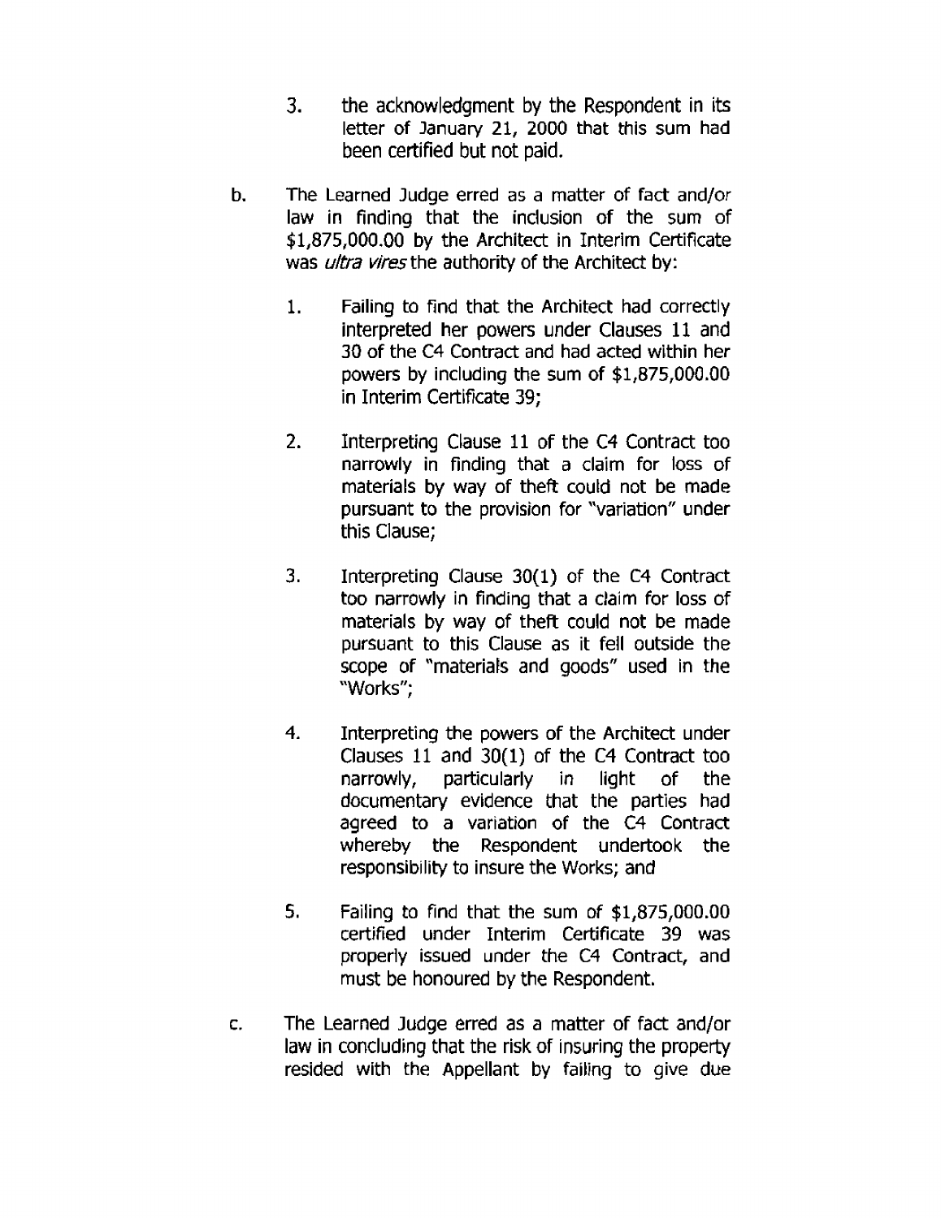3. the acknowledgment by the Respondent in its letter of January 21, 2000 that this sum had been certified but not paid.

b. The Learned Judge erred as a matter of fact and/or law in finding that the inclusion of the sum of $1,875,000.00 by the Architect in Interim Certificate was *ultra vires* the authority of the Architect by:

   1. Failing to find that the Architect had correctly interpreted her powers under Clauses 11 and 30 of the C4 Contract and had acted within her powers by including the sum of $1,875,000.00 in Interim Certificate 39;

   2. Interpreting Clause 11 of the C4 Contract too narrowly in finding that a claim for loss of materials by way of theft could not be made pursuant to the provision for "variation" under this Clause;

   3. Interpreting Clause 30(1) of the C4 Contract too narrowly in finding that a claim for loss of materials by way of theft could not be made pursuant to this Clause as it fell outside the scope of "materials and goods" used in the "Works";

   4. Interpreting the powers of the Architect under Clauses 11 and 30(1) of the C4 Contract too narrowly, particularly in light of the documentary evidence that the parties had agreed to a variation of the C4 Contract whereby the Respondent undertook the responsibility to insure the Works; and

   5. Failing to find that the sum of $1,875,000.00 certified under Interim Certificate 39 was properly issued under the C4 Contract, and must be honoured by the Respondent.

c. The Learned Judge erred as a matter of fact and/or law in concluding that the risk of insuring the property resided with the Appellant by failing to give due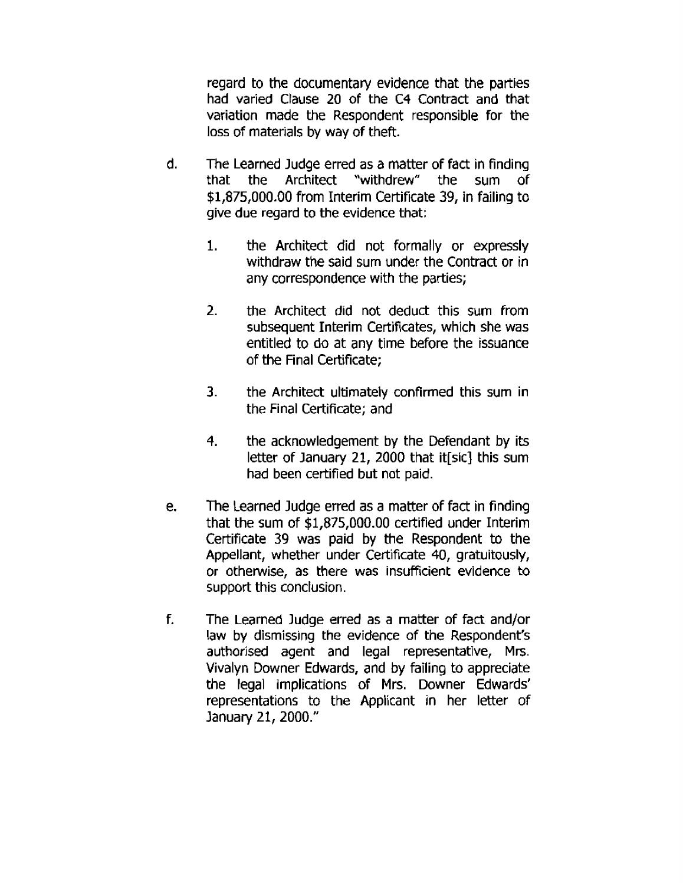regard to the documentary evidence that the parties had varied Clause 20 of the C4 Contract and that variation made the Respondent responsible for the loss of materials by way of theft.

d. The Learned Judge erred as a matter of fact in finding that the Architect "withdrew" the sum of $1,875,000.00 from Interim Certificate 39, in failing to give due regard to the evidence that:

   1. the Architect did not formally or expressly withdraw the said sum under the Contract or in any correspondence with the parties;

   2. the Architect did not deduct this sum from subsequent Interim Certificates, which she was entitled to do at any time before the issuance of the Final Certificate;

   3. the Architect ultimately confirmed this sum in the Final Certificate; and

   4. the acknowledgement by the Defendant by its letter of January 21, 2000 that it[sic] this sum had been certified but not paid.

e. The Learned Judge erred as a matter of fact in finding that the sum of $1,875,000.00 certified under Interim Certificate 39 was paid by the Respondent to the Appellant, whether under Certificate 40, gratuitously, or otherwise, as there was insufficient evidence to support this conclusion.

f. The Learned Judge erred as a matter of fact and/or law by dismissing the evidence of the Respondent's authorised agent and legal representative, Mrs. Vivalyn Downer Edwards, and by failing to appreciate the legal implications of Mrs. Downer Edwards' representations to the Applicant in her letter of January 21, 2000."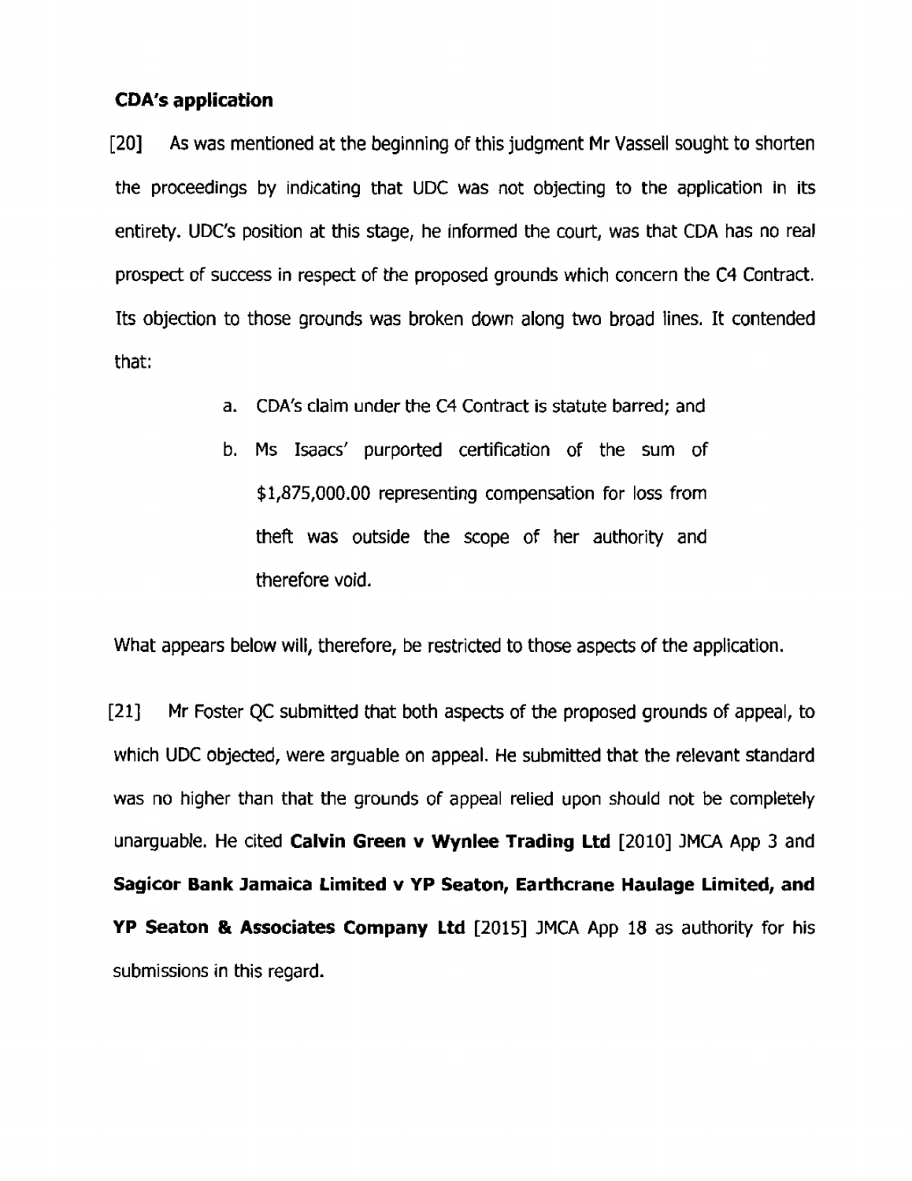**CDA's application**

[20] As was mentioned at the beginning of this judgment Mr Vassell sought to shorten the proceedings by indicating that UDC was not objecting to the application in its entirety. UDC's position at this stage, he informed the court, was that CDA has no real prospect of success in respect of the proposed grounds which concern the C4 Contract. Its objection to those grounds was broken down along two broad lines. It contended that:

> a. CDA's claim under the C4 Contract is statute barred; and
>
> b. Ms Isaacs' purported certification of the sum of $1,875,000.00 representing compensation for loss from theft was outside the scope of her authority and therefore void.

What appears below will, therefore, be restricted to those aspects of the application.

[21] Mr Foster QC submitted that both aspects of the proposed grounds of appeal, to which UDC objected, were arguable on appeal. He submitted that the relevant standard was no higher than that the grounds of appeal relied upon should not be completely unarguable. He cited **Calvin Green v Wynlee Trading Ltd** [2010] JMCA App 3 and **Sagicor Bank Jamaica Limited v YP Seaton, Earthcrane Haulage Limited, and YP Seaton & Associates Company Ltd** [2015] JMCA App 18 as authority for his submissions in this regard.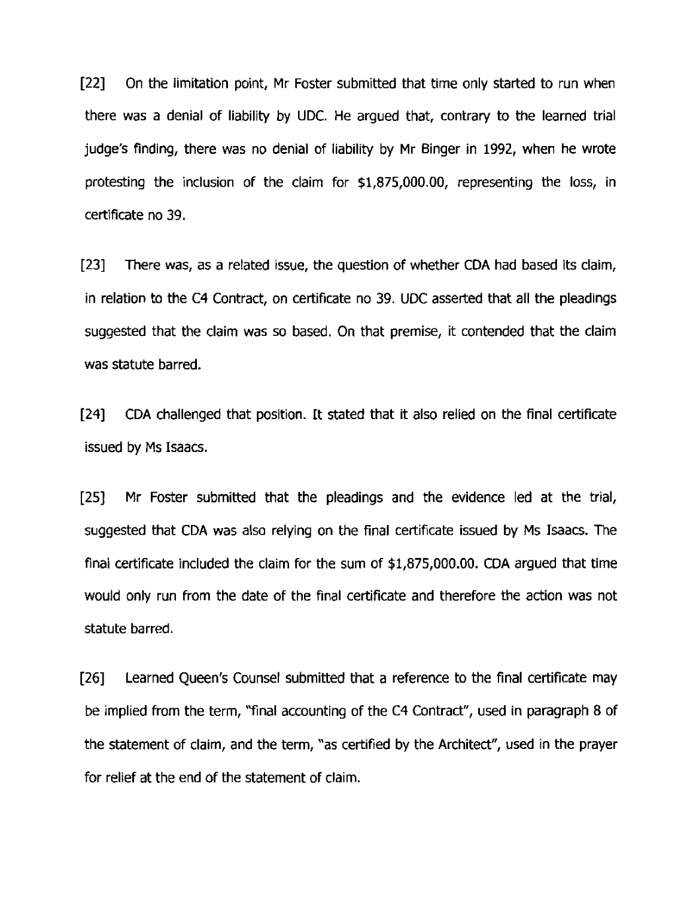[22] On the limitation point, Mr Foster submitted that time only started to run when there was a denial of liability by UDC. He argued that, contrary to the learned trial judge's finding, there was no denial of liability by Mr Binger in 1992, when he wrote protesting the inclusion of the claim for $1,875,000.00, representing the loss, in certificate no 39.

[23] There was, as a related issue, the question of whether CDA had based its claim, in relation to the C4 Contract, on certificate no 39. UDC asserted that all the pleadings suggested that the claim was so based. On that premise, it contended that the claim was statute barred.

[24] CDA challenged that position. It stated that it also relied on the final certificate issued by Ms Isaacs.

[25] Mr Foster submitted that the pleadings and the evidence led at the trial, suggested that CDA was also relying on the final certificate issued by Ms Isaacs. The final certificate included the claim for the sum of $1,875,000.00. CDA argued that time would only run from the date of the final certificate and therefore the action was not statute barred.

[26] Learned Queen's Counsel submitted that a reference to the final certificate may be implied from the term, "final accounting of the C4 Contract", used in paragraph 8 of the statement of claim, and the term, "as certified by the Architect", used in the prayer for relief at the end of the statement of claim.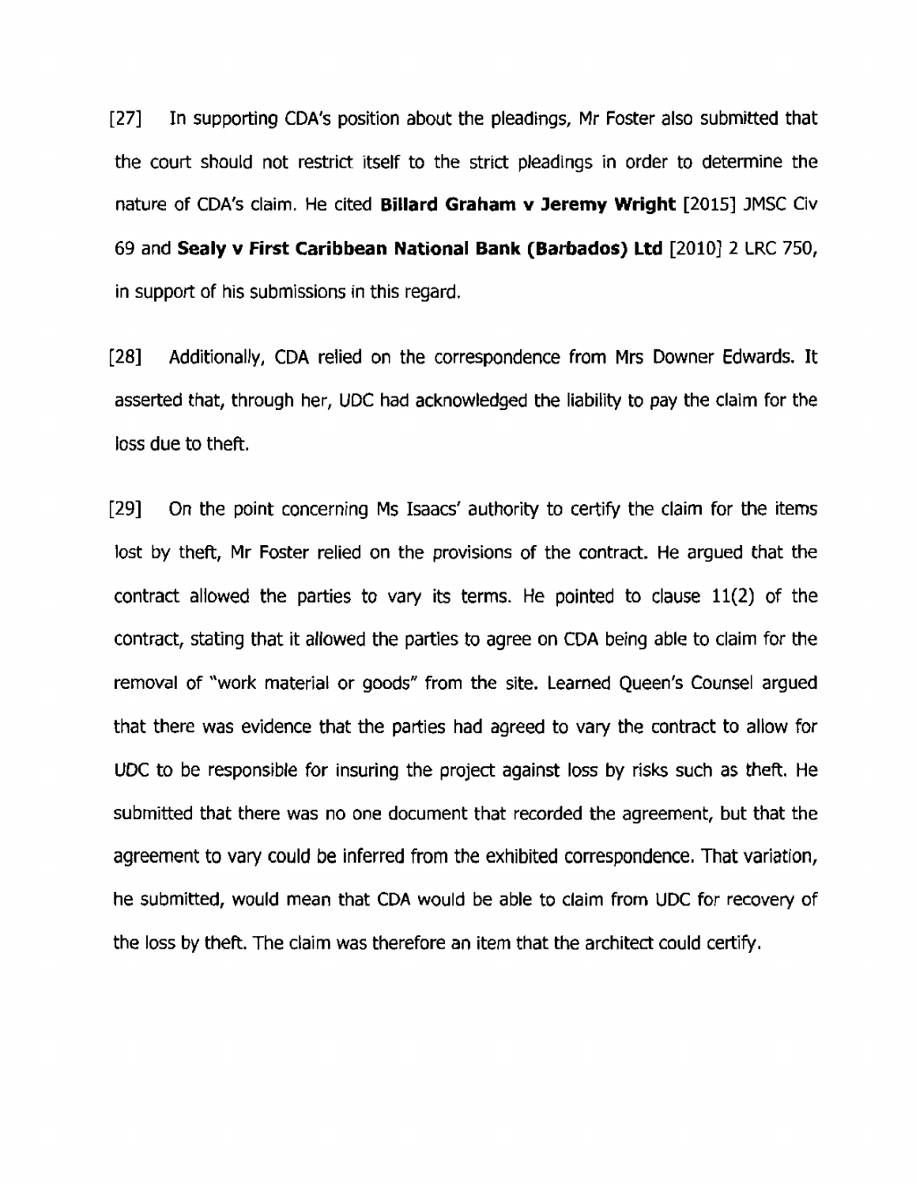[27] In supporting CDA's position about the pleadings, Mr Foster also submitted that the court should not restrict itself to the strict pleadings in order to determine the nature of CDA's claim. He cited **Billard Graham v Jeremy Wright** [2015] JMSC Civ 69 and **Sealy v First Caribbean National Bank (Barbados) Ltd** [2010] 2 LRC 750, in support of his submissions in this regard.

[28] Additionally, CDA relied on the correspondence from Mrs Downer Edwards. It asserted that, through her, UDC had acknowledged the liability to pay the claim for the loss due to theft.

[29] On the point concerning Ms Isaacs' authority to certify the claim for the items lost by theft, Mr Foster relied on the provisions of the contract. He argued that the contract allowed the parties to vary its terms. He pointed to clause 11(2) of the contract, stating that it allowed the parties to agree on CDA being able to claim for the removal of "work material or goods" from the site. Learned Queen's Counsel argued that there was evidence that the parties had agreed to vary the contract to allow for UDC to be responsible for insuring the project against loss by risks such as theft. He submitted that there was no one document that recorded the agreement, but that the agreement to vary could be inferred from the exhibited correspondence. That variation, he submitted, would mean that CDA would be able to claim from UDC for recovery of the loss by theft. The claim was therefore an item that the architect could certify.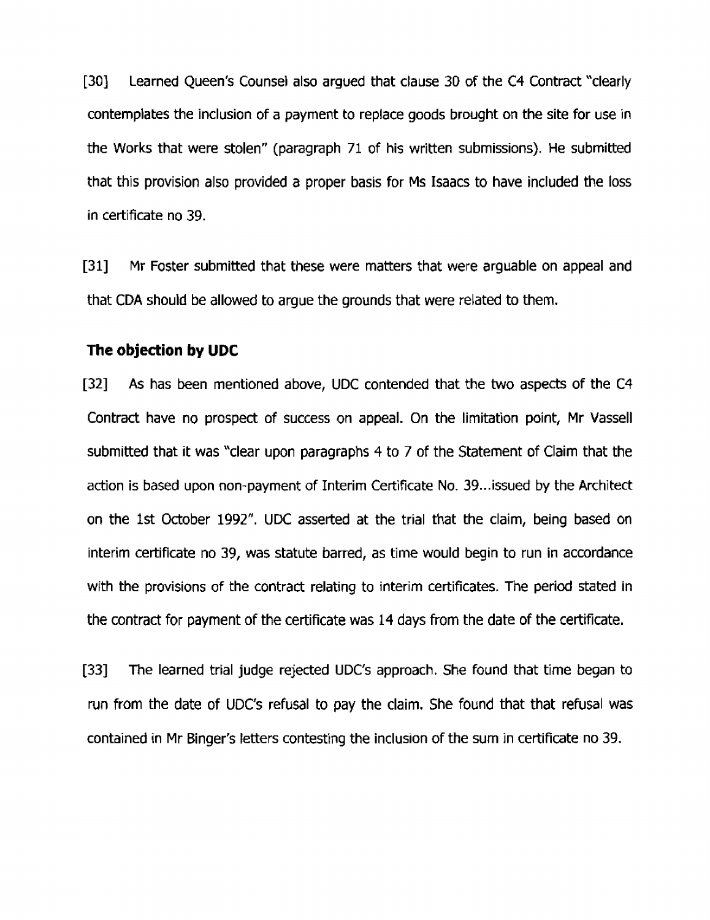[30] Learned Queen's Counsel also argued that clause 30 of the C4 Contract "clearly contemplates the inclusion of a payment to replace goods brought on the site for use in the Works that were stolen" (paragraph 71 of his written submissions). He submitted that this provision also provided a proper basis for Ms Isaacs to have included the loss in certificate no 39.

[31] Mr Foster submitted that these were matters that were arguable on appeal and that CDA should be allowed to argue the grounds that were related to them.

### The objection by UDC

[32] As has been mentioned above, UDC contended that the two aspects of the C4 Contract have no prospect of success on appeal. On the limitation point, Mr Vassell submitted that it was "clear upon paragraphs 4 to 7 of the Statement of Claim that the action is based upon non-payment of Interim Certificate No. 39...issued by the Architect on the 1st October 1992". UDC asserted at the trial that the claim, being based on interim certificate no 39, was statute barred, as time would begin to run in accordance with the provisions of the contract relating to interim certificates. The period stated in the contract for payment of the certificate was 14 days from the date of the certificate.

[33] The learned trial judge rejected UDC's approach. She found that time began to run from the date of UDC's refusal to pay the claim. She found that that refusal was contained in Mr Binger's letters contesting the inclusion of the sum in certificate no 39.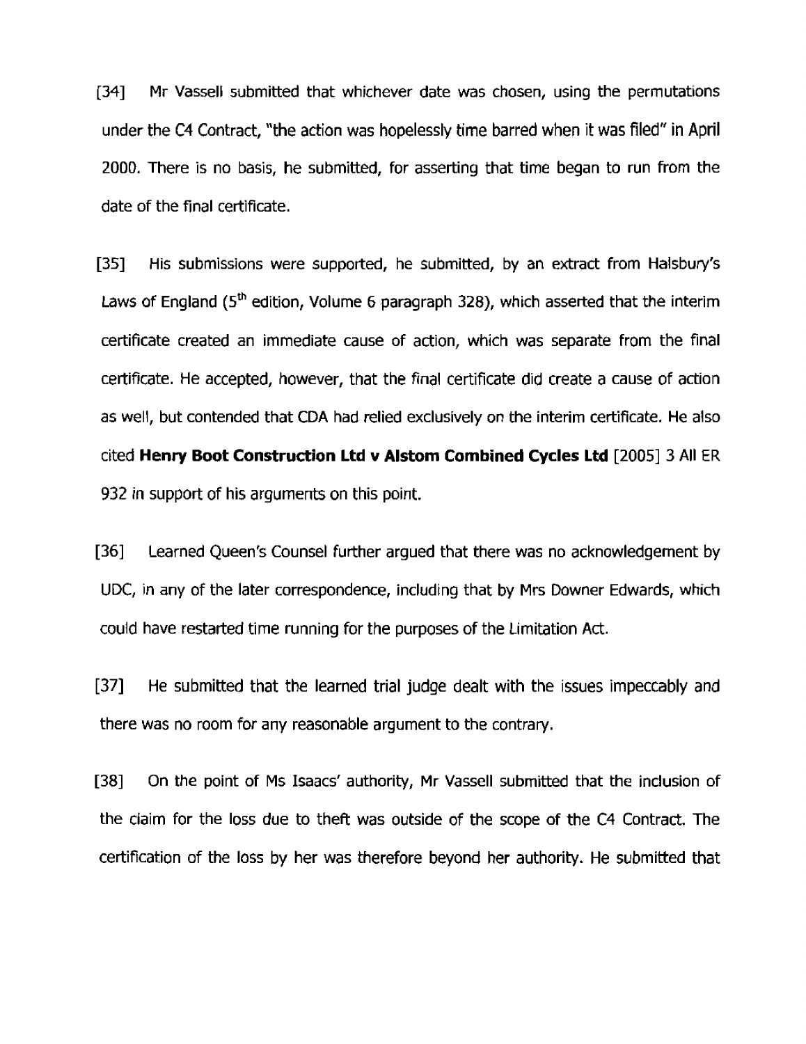[34] Mr Vassell submitted that whichever date was chosen, using the permutations under the C4 Contract, "the action was hopelessly time barred when it was filed" in April 2000. There is no basis, he submitted, for asserting that time began to run from the date of the final certificate.

[35] His submissions were supported, he submitted, by an extract from Halsbury's Laws of England (5th edition, Volume 6 paragraph 328), which asserted that the interim certificate created an immediate cause of action, which was separate from the final certificate. He accepted, however, that the final certificate did create a cause of action as well, but contended that CDA had relied exclusively on the interim certificate. He also cited **Henry Boot Construction Ltd v Alstom Combined Cycles Ltd** [2005] 3 All ER 932 in support of his arguments on this point.

[36] Learned Queen's Counsel further argued that there was no acknowledgement by UDC, in any of the later correspondence, including that by Mrs Downer Edwards, which could have restarted time running for the purposes of the Limitation Act.

[37] He submitted that the learned trial judge dealt with the issues impeccably and there was no room for any reasonable argument to the contrary.

[38] On the point of Ms Isaacs' authority, Mr Vassell submitted that the inclusion of the claim for the loss due to theft was outside of the scope of the C4 Contract. The certification of the loss by her was therefore beyond her authority. He submitted that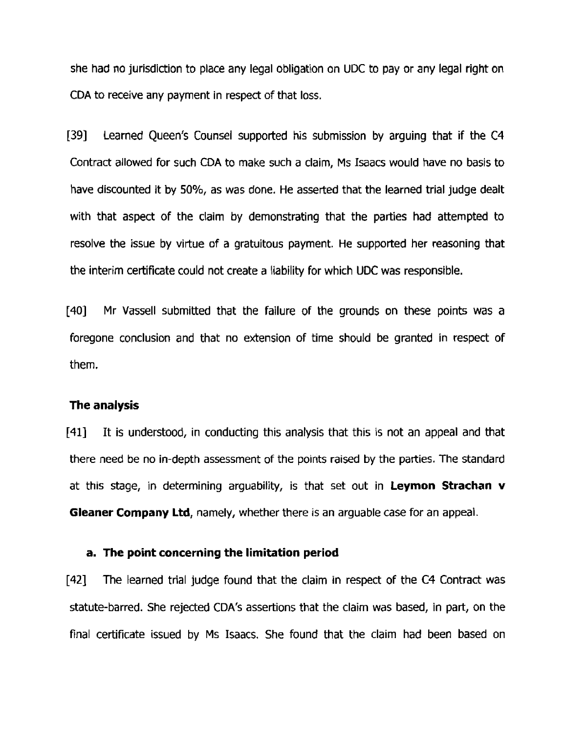she had no jurisdiction to place any legal obligation on UDC to pay or any legal right on CDA to receive any payment in respect of that loss.

[39] Learned Queen's Counsel supported his submission by arguing that if the C4 Contract allowed for such CDA to make such a claim, Ms Isaacs would have no basis to have discounted it by 50%, as was done. He asserted that the learned trial judge dealt with that aspect of the claim by demonstrating that the parties had attempted to resolve the issue by virtue of a gratuitous payment. He supported her reasoning that the interim certificate could not create a liability for which UDC was responsible.

[40] Mr Vassell submitted that the failure of the grounds on these points was a foregone conclusion and that no extension of time should be granted in respect of them.

**The analysis**

[41] It is understood, in conducting this analysis that this is not an appeal and that there need be no in-depth assessment of the points raised by the parties. The standard at this stage, in determining arguability, is that set out in **Leymon Strachan v Gleaner Company Ltd**, namely, whether there is an arguable case for an appeal.

**a. The point concerning the limitation period**

[42] The learned trial judge found that the claim in respect of the C4 Contract was statute-barred. She rejected CDA's assertions that the claim was based, in part, on the final certificate issued by Ms Isaacs. She found that the claim had been based on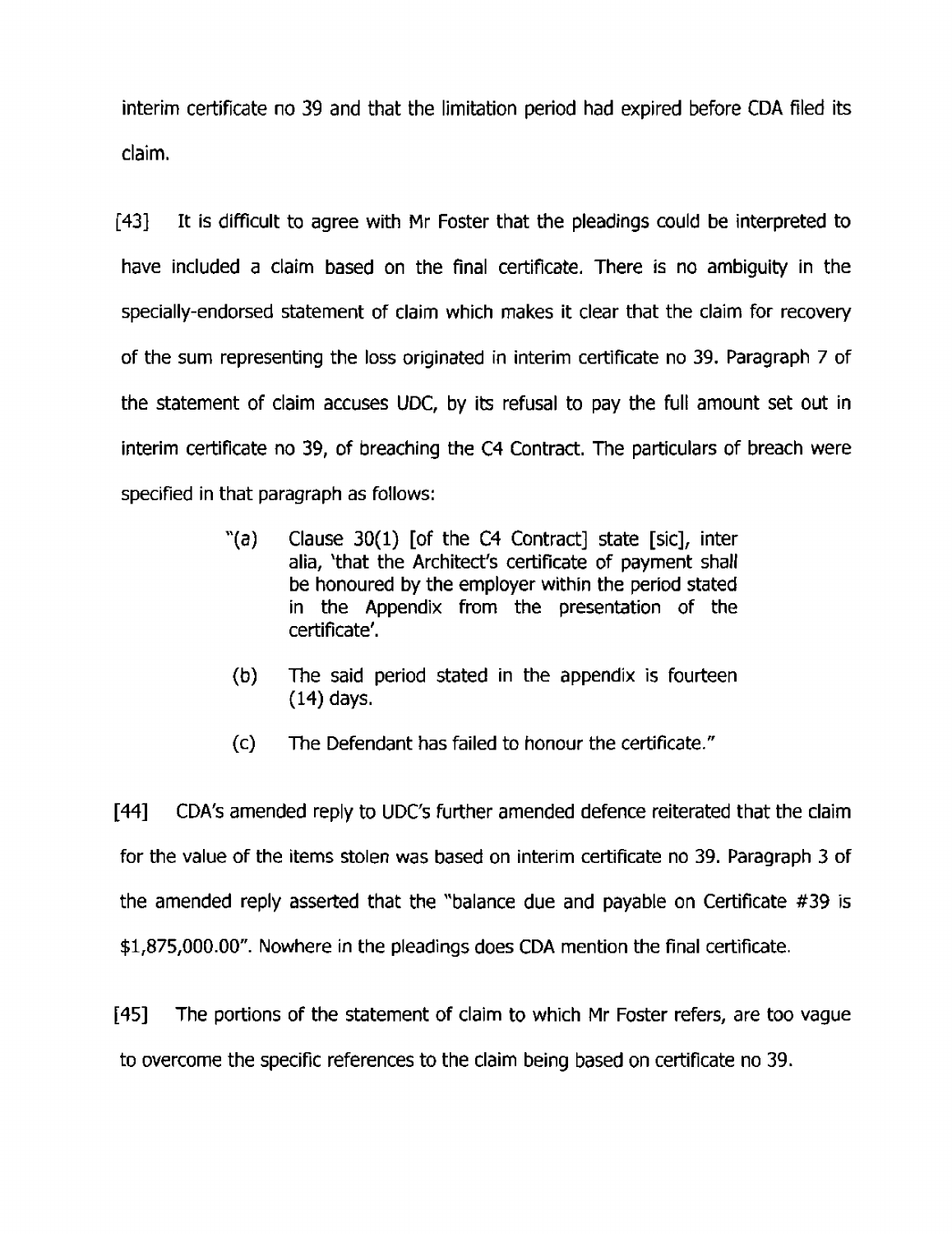interim certificate no 39 and that the limitation period had expired before CDA filed its claim.

[43] It is difficult to agree with Mr Foster that the pleadings could be interpreted to have included a claim based on the final certificate. There is no ambiguity in the specially-endorsed statement of claim which makes it clear that the claim for recovery of the sum representing the loss originated in interim certificate no 39. Paragraph 7 of the statement of claim accuses UDC, by its refusal to pay the full amount set out in interim certificate no 39, of breaching the C4 Contract. The particulars of breach were specified in that paragraph as follows:

> "(a) Clause 30(1) [of the C4 Contract] state [sic], inter alia, 'that the Architect's certificate of payment shall be honoured by the employer within the period stated in the Appendix from the presentation of the certificate'.
>
> (b) The said period stated in the appendix is fourteen (14) days.
>
> (c) The Defendant has failed to honour the certificate."

[44] CDA's amended reply to UDC's further amended defence reiterated that the claim for the value of the items stolen was based on interim certificate no 39. Paragraph 3 of the amended reply asserted that the "balance due and payable on Certificate #39 is $1,875,000.00". Nowhere in the pleadings does CDA mention the final certificate.

[45] The portions of the statement of claim to which Mr Foster refers, are too vague to overcome the specific references to the claim being based on certificate no 39.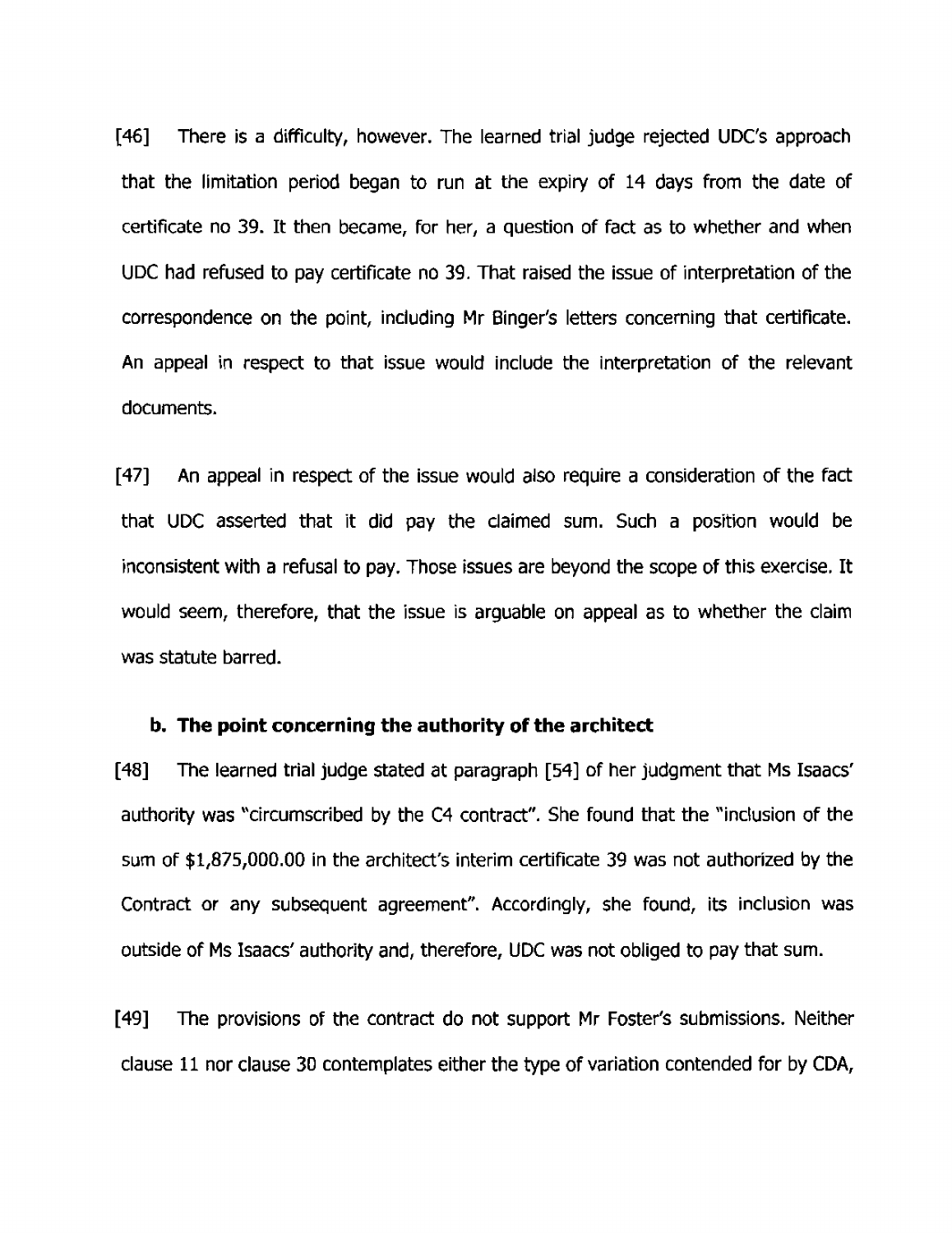[46] There is a difficulty, however. The learned trial judge rejected UDC's approach that the limitation period began to run at the expiry of 14 days from the date of certificate no 39. It then became, for her, a question of fact as to whether and when UDC had refused to pay certificate no 39. That raised the issue of interpretation of the correspondence on the point, including Mr Binger's letters concerning that certificate. An appeal in respect to that issue would include the interpretation of the relevant documents.

[47] An appeal in respect of the issue would also require a consideration of the fact that UDC asserted that it did pay the claimed sum. Such a position would be inconsistent with a refusal to pay. Those issues are beyond the scope of this exercise. It would seem, therefore, that the issue is arguable on appeal as to whether the claim was statute barred.

### b. The point concerning the authority of the architect

[48] The learned trial judge stated at paragraph [54] of her judgment that Ms Isaacs' authority was "circumscribed by the C4 contract". She found that the "inclusion of the sum of $1,875,000.00 in the architect's interim certificate 39 was not authorized by the Contract or any subsequent agreement". Accordingly, she found, its inclusion was outside of Ms Isaacs' authority and, therefore, UDC was not obliged to pay that sum.

[49] The provisions of the contract do not support Mr Foster's submissions. Neither clause 11 nor clause 30 contemplates either the type of variation contended for by CDA,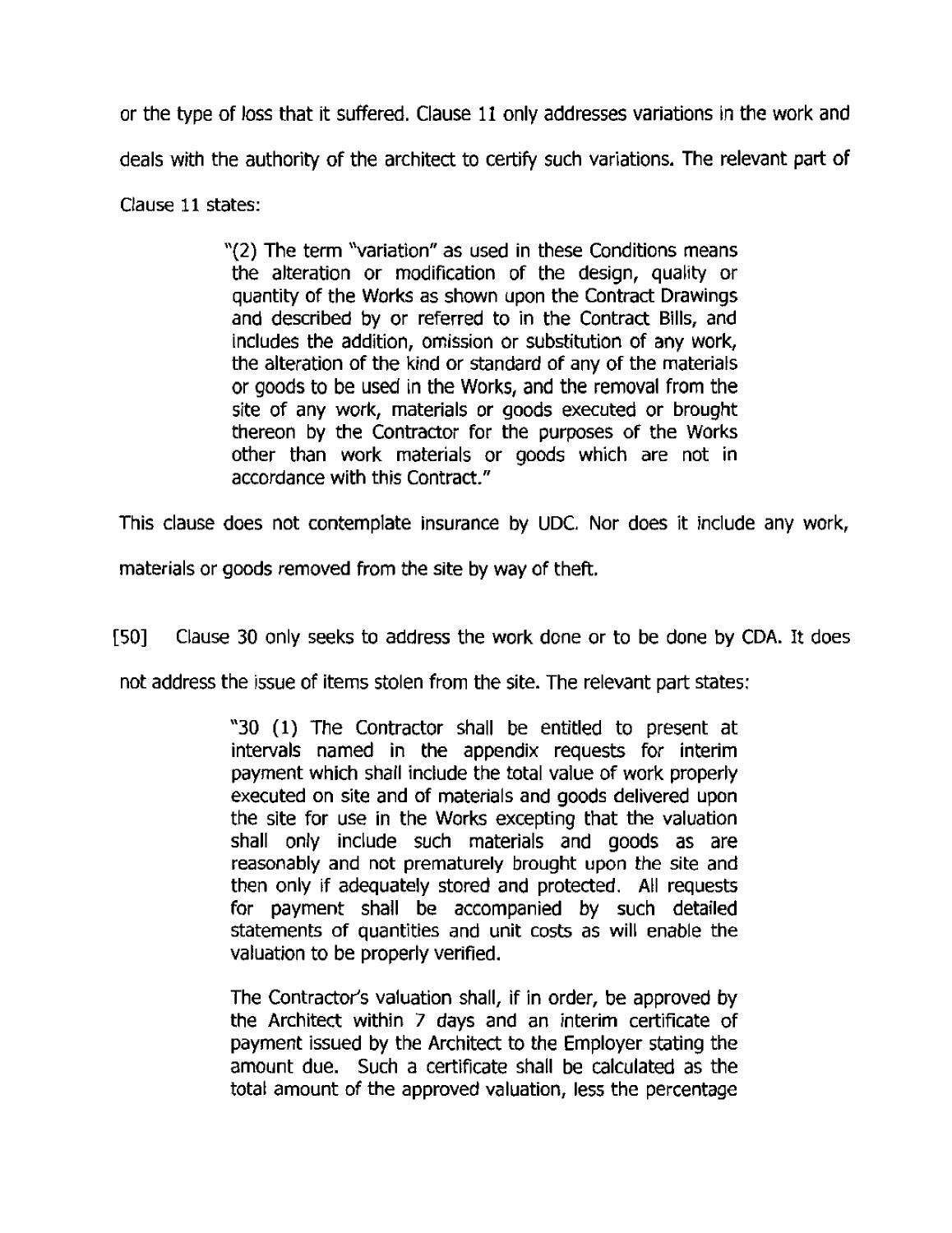or the type of loss that it suffered. Clause 11 only addresses variations in the work and deals with the authority of the architect to certify such variations. The relevant part of Clause 11 states:

> "(2) The term "variation" as used in these Conditions means the alteration or modification of the design, quality or quantity of the Works as shown upon the Contract Drawings and described by or referred to in the Contract Bills, and includes the addition, omission or substitution of any work, the alteration of the kind or standard of any of the materials or goods to be used in the Works, and the removal from the site of any work, materials or goods executed or brought thereon by the Contractor for the purposes of the Works other than work materials or goods which are not in accordance with this Contract."

This clause does not contemplate insurance by UDC. Nor does it include any work, materials or goods removed from the site by way of theft.

[50] Clause 30 only seeks to address the work done or to be done by CDA. It does not address the issue of items stolen from the site. The relevant part states:

> "30 (1) The Contractor shall be entitled to present at intervals named in the appendix requests for interim payment which shall include the total value of work properly executed on site and of materials and goods delivered upon the site for use in the Works excepting that the valuation shall only include such materials and goods as are reasonably and not prematurely brought upon the site and then only if adequately stored and protected. All requests for payment shall be accompanied by such detailed statements of quantities and unit costs as will enable the valuation to be properly verified.
>
> The Contractor's valuation shall, if in order, be approved by the Architect within 7 days and an interim certificate of payment issued by the Architect to the Employer stating the amount due. Such a certificate shall be calculated as the total amount of the approved valuation, less the percentage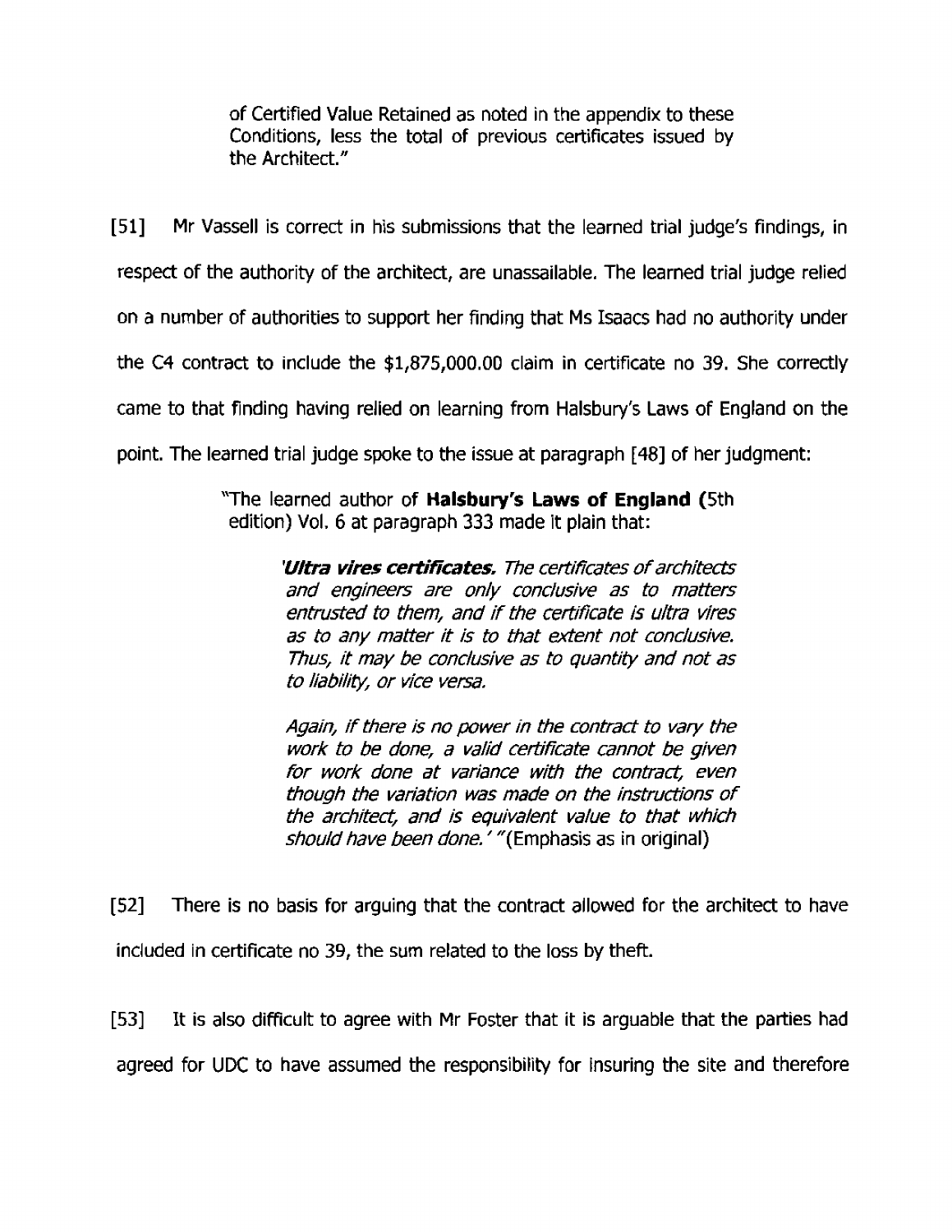> of Certified Value Retained as noted in the appendix to these Conditions, less the total of previous certificates issued by the Architect."

[51] Mr Vassell is correct in his submissions that the learned trial judge's findings, in respect of the authority of the architect, are unassailable. The learned trial judge relied on a number of authorities to support her finding that Ms Isaacs had no authority under the C4 contract to include the $1,875,000.00 claim in certificate no 39. She correctly came to that finding having relied on learning from Halsbury's Laws of England on the point. The learned trial judge spoke to the issue at paragraph [48] of her judgment:

> "The learned author of **Halsbury's Laws of England (**5th edition) Vol. 6 at paragraph 333 made it plain that:
>
> > '***Ultra vires certificates.*** *The certificates of architects and engineers are only conclusive as to matters entrusted to them, and if the certificate is ultra vires as to any matter it is to that extent not conclusive. Thus, it may be conclusive as to quantity and not as to liability, or vice versa.*
> >
> > *Again, if there is no power in the contract to vary the work to be done, a valid certificate cannot be given for work done at variance with the contract, even though the variation was made on the instructions of the architect, and is equivalent value to that which should have been done.'* "(Emphasis as in original)

[52] There is no basis for arguing that the contract allowed for the architect to have included in certificate no 39, the sum related to the loss by theft.

[53] It is also difficult to agree with Mr Foster that it is arguable that the parties had agreed for UDC to have assumed the responsibility for insuring the site and therefore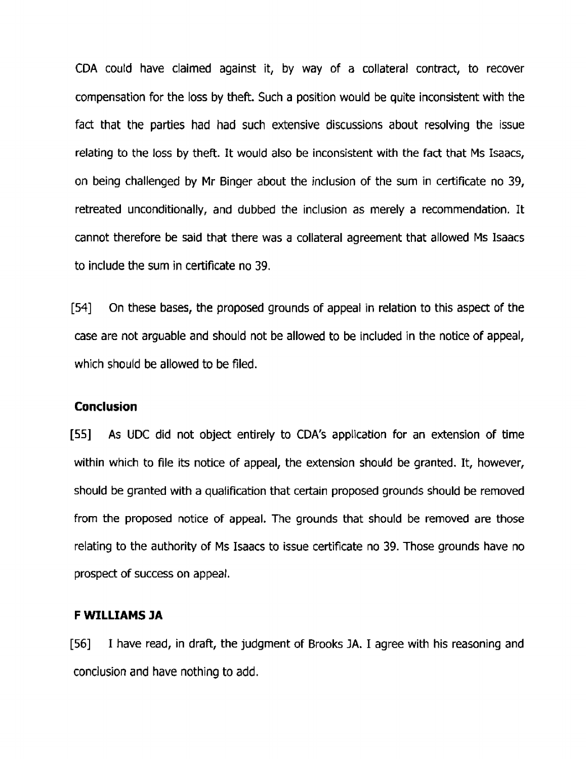CDA could have claimed against it, by way of a collateral contract, to recover compensation for the loss by theft. Such a position would be quite inconsistent with the fact that the parties had had such extensive discussions about resolving the issue relating to the loss by theft. It would also be inconsistent with the fact that Ms Isaacs, on being challenged by Mr Binger about the inclusion of the sum in certificate no 39, retreated unconditionally, and dubbed the inclusion as merely a recommendation. It cannot therefore be said that there was a collateral agreement that allowed Ms Isaacs to include the sum in certificate no 39.

[54] On these bases, the proposed grounds of appeal in relation to this aspect of the case are not arguable and should not be allowed to be included in the notice of appeal, which should be allowed to be filed.

**Conclusion**

[55] As UDC did not object entirely to CDA's application for an extension of time within which to file its notice of appeal, the extension should be granted. It, however, should be granted with a qualification that certain proposed grounds should be removed from the proposed notice of appeal. The grounds that should be removed are those relating to the authority of Ms Isaacs to issue certificate no 39. Those grounds have no prospect of success on appeal.

**F WILLIAMS JA**

[56] I have read, in draft, the judgment of Brooks JA. I agree with his reasoning and conclusion and have nothing to add.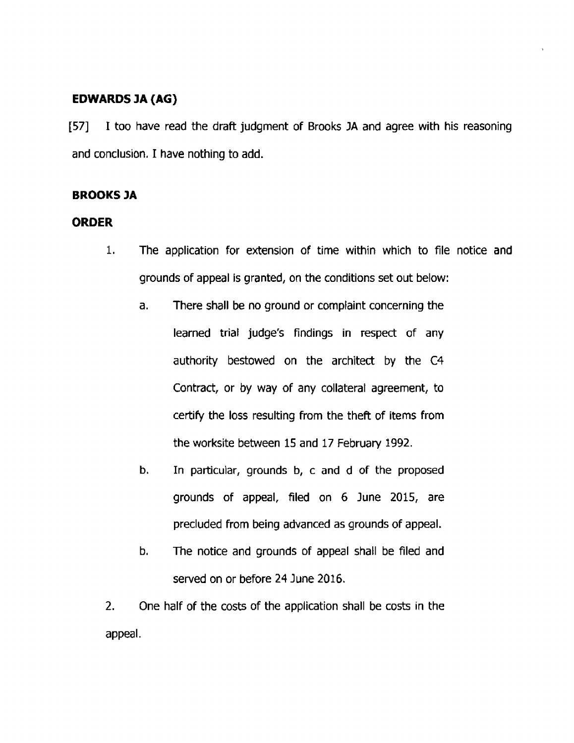**EDWARDS JA (AG)**

[57] I too have read the draft judgment of Brooks JA and agree with his reasoning and conclusion. I have nothing to add.

**BROOKS JA**

**ORDER**

1. The application for extension of time within which to file notice and grounds of appeal is granted, on the conditions set out below:

   a. There shall be no ground or complaint concerning the learned trial judge's findings in respect of any authority bestowed on the architect by the C4 Contract, or by way of any collateral agreement, to certify the loss resulting from the theft of items from the worksite between 15 and 17 February 1992.

   b. In particular, grounds b, c and d of the proposed grounds of appeal, filed on 6 June 2015, are precluded from being advanced as grounds of appeal.

   b. The notice and grounds of appeal shall be filed and served on or before 24 June 2016.

2. One half of the costs of the application shall be costs in the appeal.